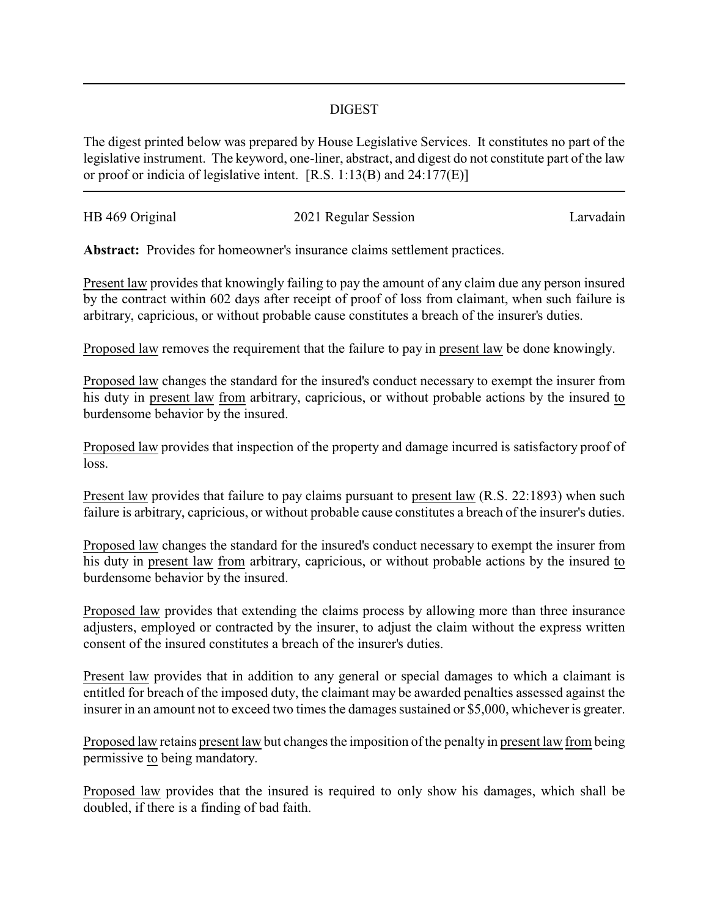# DIGEST

The digest printed below was prepared by House Legislative Services. It constitutes no part of the legislative instrument. The keyword, one-liner, abstract, and digest do not constitute part of the law or proof or indicia of legislative intent. [R.S. 1:13(B) and 24:177(E)]

---

HB 469 Original — 2021 Regular Session — Larvadain

**Abstract:** Provides for homeowner's insurance claims settlement practices.

Present law provides that knowingly failing to pay the amount of any claim due any person insured by the contract within 602 days after receipt of proof of loss from claimant, when such failure is arbitrary, capricious, or without probable cause constitutes a breach of the insurer's duties.

Proposed law removes the requirement that the failure to pay in present law be done knowingly.

Proposed law changes the standard for the insured's conduct necessary to exempt the insurer from his duty in present law from arbitrary, capricious, or without probable actions by the insured to burdensome behavior by the insured.

Proposed law provides that inspection of the property and damage incurred is satisfactory proof of loss.

Present law provides that failure to pay claims pursuant to present law (R.S. 22:1893) when such failure is arbitrary, capricious, or without probable cause constitutes a breach of the insurer's duties.

Proposed law changes the standard for the insured's conduct necessary to exempt the insurer from his duty in present law from arbitrary, capricious, or without probable actions by the insured to burdensome behavior by the insured.

Proposed law provides that extending the claims process by allowing more than three insurance adjusters, employed or contracted by the insurer, to adjust the claim without the express written consent of the insured constitutes a breach of the insurer's duties.

Present law provides that in addition to any general or special damages to which a claimant is entitled for breach of the imposed duty, the claimant may be awarded penalties assessed against the insurer in an amount not to exceed two times the damages sustained or $5,000, whichever is greater.

Proposed law retains present law but changes the imposition of the penalty in present law from being permissive to being mandatory.

Proposed law provides that the insured is required to only show his damages, which shall be doubled, if there is a finding of bad faith.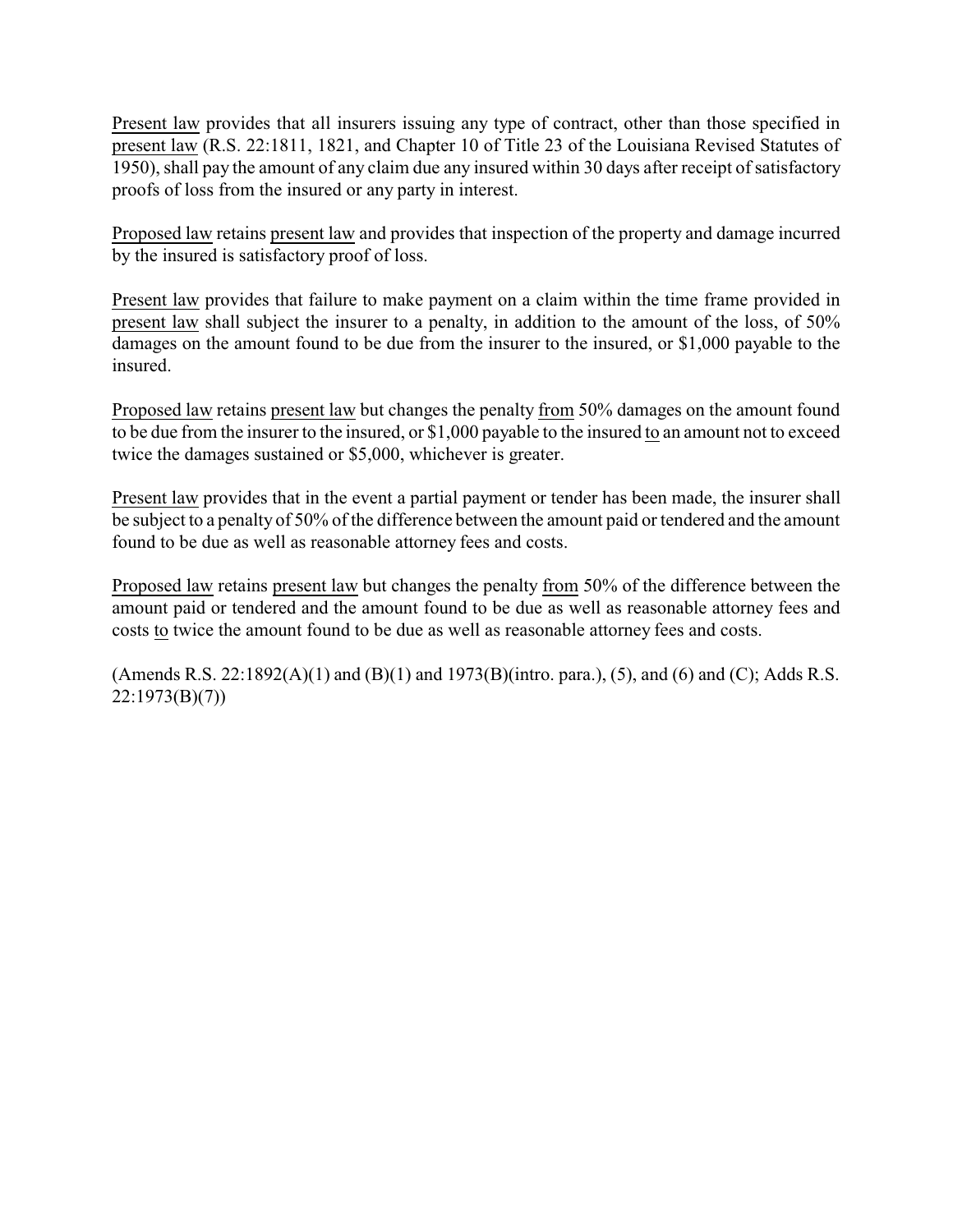Present law provides that all insurers issuing any type of contract, other than those specified in present law (R.S. 22:1811, 1821, and Chapter 10 of Title 23 of the Louisiana Revised Statutes of 1950), shall pay the amount of any claim due any insured within 30 days after receipt of satisfactory proofs of loss from the insured or any party in interest.

Proposed law retains present law and provides that inspection of the property and damage incurred by the insured is satisfactory proof of loss.

Present law provides that failure to make payment on a claim within the time frame provided in present law shall subject the insurer to a penalty, in addition to the amount of the loss, of 50% damages on the amount found to be due from the insurer to the insured, or $1,000 payable to the insured.

Proposed law retains present law but changes the penalty from 50% damages on the amount found to be due from the insurer to the insured, or $1,000 payable to the insured to an amount not to exceed twice the damages sustained or $5,000, whichever is greater.

Present law provides that in the event a partial payment or tender has been made, the insurer shall be subject to a penalty of 50% of the difference between the amount paid or tendered and the amount found to be due as well as reasonable attorney fees and costs.

Proposed law retains present law but changes the penalty from 50% of the difference between the amount paid or tendered and the amount found to be due as well as reasonable attorney fees and costs to twice the amount found to be due as well as reasonable attorney fees and costs.

(Amends R.S. 22:1892(A)(1) and (B)(1) and 1973(B)(intro. para.), (5), and (6) and (C); Adds R.S. 22:1973(B)(7))